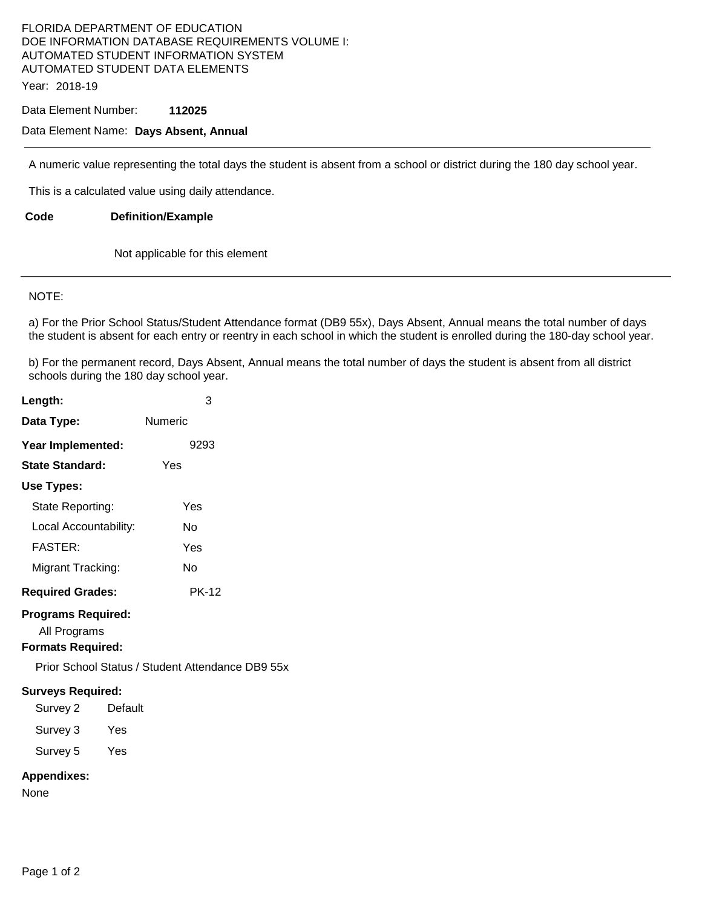FLORIDA DEPARTMENT OF EDUCATION
DOE INFORMATION DATABASE REQUIREMENTS VOLUME I:
AUTOMATED STUDENT INFORMATION SYSTEM
AUTOMATED STUDENT DATA ELEMENTS

Year: 2018-19

Data Element Number: **112025**

Data Element Name: **Days Absent, Annual**

---

A numeric value representing the total days the student is absent from a school or district during the 180 day school year.

This is a calculated value using daily attendance.

| Code | Definition/Example |
|---|---|
| | Not applicable for this element |

---

NOTE:

a) For the Prior School Status/Student Attendance format (DB9 55x), Days Absent, Annual means the total number of days the student is absent for each entry or reentry in each school in which the student is enrolled during the 180-day school year.

b) For the permanent record, Days Absent, Annual means the total number of days the student is absent from all district schools during the 180 day school year.

**Length:** 3

**Data Type:** Numeric

**Year Implemented:** 9293

**State Standard:** Yes

**Use Types:**

- State Reporting: Yes
- Local Accountability: No
- FASTER: Yes
- Migrant Tracking: No

**Required Grades:** PK-12

**Programs Required:**

All Programs

**Formats Required:**

Prior School Status / Student Attendance DB9 55x

**Surveys Required:**

| Survey | |
|---|---|
| Survey 2 | Default |
| Survey 3 | Yes |
| Survey 5 | Yes |

**Appendixes:**

None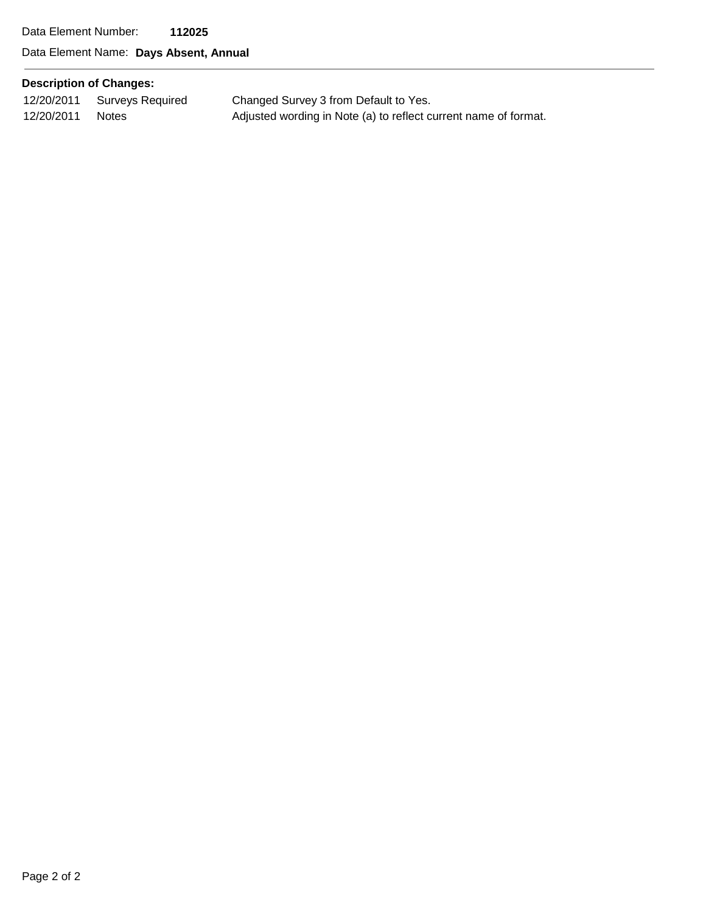Data Element Number: **112025**

Data Element Name: **Days Absent, Annual**

---

**Description of Changes:**

| | | |
|---|---|---|
| 12/20/2011 | Surveys Required | Changed Survey 3 from Default to Yes. |
| 12/20/2011 | Notes | Adjusted wording in Note (a) to reflect current name of format. |